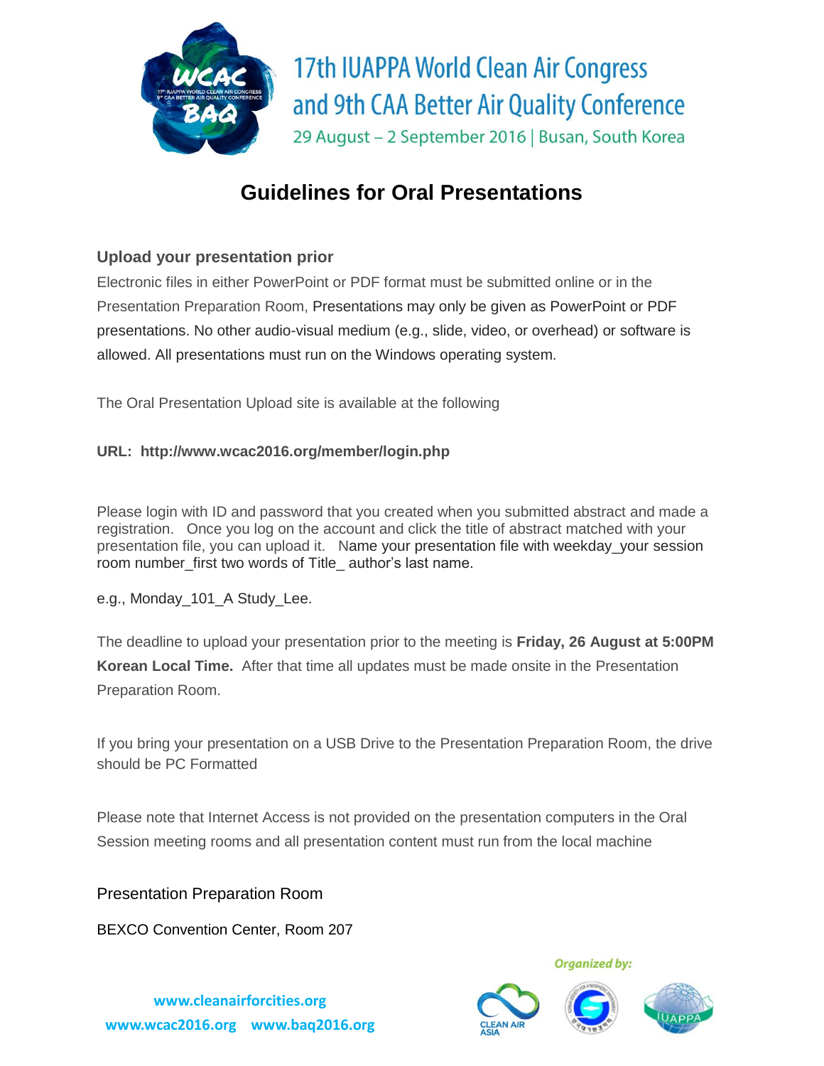17th IUAPPA World Clean Air Congress
and 9th CAA Better Air Quality Conference
29 August – 2 September 2016 | Busan, South Korea

# Guidelines for Oral Presentations

### Upload your presentation prior

Electronic files in either PowerPoint or PDF format must be submitted online or in the Presentation Preparation Room, Presentations may only be given as PowerPoint or PDF presentations. No other audio-visual medium (e.g., slide, video, or overhead) or software is allowed. All presentations must run on the Windows operating system.

The Oral Presentation Upload site is available at the following

**URL: http://www.wcac2016.org/member/login.php**

Please login with ID and password that you created when you submitted abstract and made a registration. Once you log on the account and click the title of abstract matched with your presentation file, you can upload it. Name your presentation file with weekday_your session room number_first two words of Title_ author's last name.

e.g., Monday_101_A Study_Lee.

The deadline to upload your presentation prior to the meeting is **Friday, 26 August at 5:00PM Korean Local Time.** After that time all updates must be made onsite in the Presentation Preparation Room.

If you bring your presentation on a USB Drive to the Presentation Preparation Room, the drive should be PC Formatted

Please note that Internet Access is not provided on the presentation computers in the Oral Session meeting rooms and all presentation content must run from the local machine

Presentation Preparation Room

BEXCO Convention Center, Room 207

*Organized by:*

www.cleanairforcities.org
www.wcac2016.org www.baq2016.org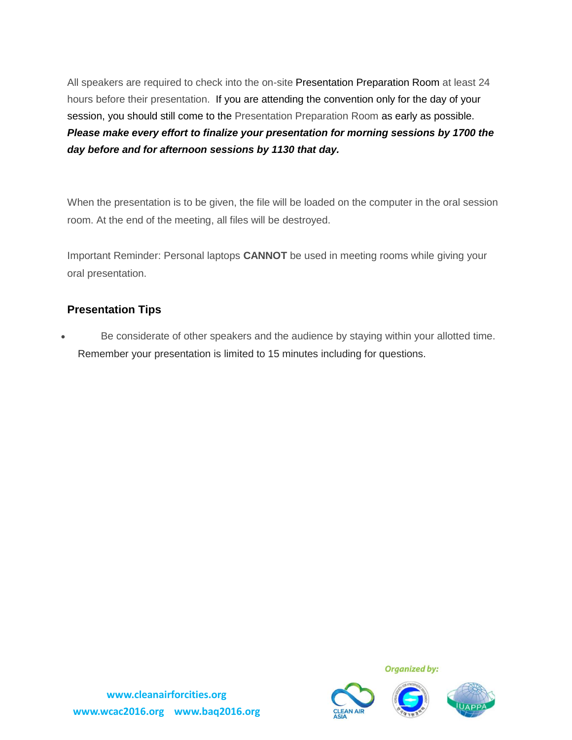All speakers are required to check into the on-site Presentation Preparation Room at least 24 hours before their presentation. If you are attending the convention only for the day of your session, you should still come to the Presentation Preparation Room as early as possible. ***Please make every effort to finalize your presentation for morning sessions by 1700 the day before and for afternoon sessions by 1130 that day.***

When the presentation is to be given, the file will be loaded on the computer in the oral session room. At the end of the meeting, all files will be destroyed.

Important Reminder: Personal laptops **CANNOT** be used in meeting rooms while giving your oral presentation.

### Presentation Tips

- Be considerate of other speakers and the audience by staying within your allotted time. Remember your presentation is limited to 15 minutes including for questions.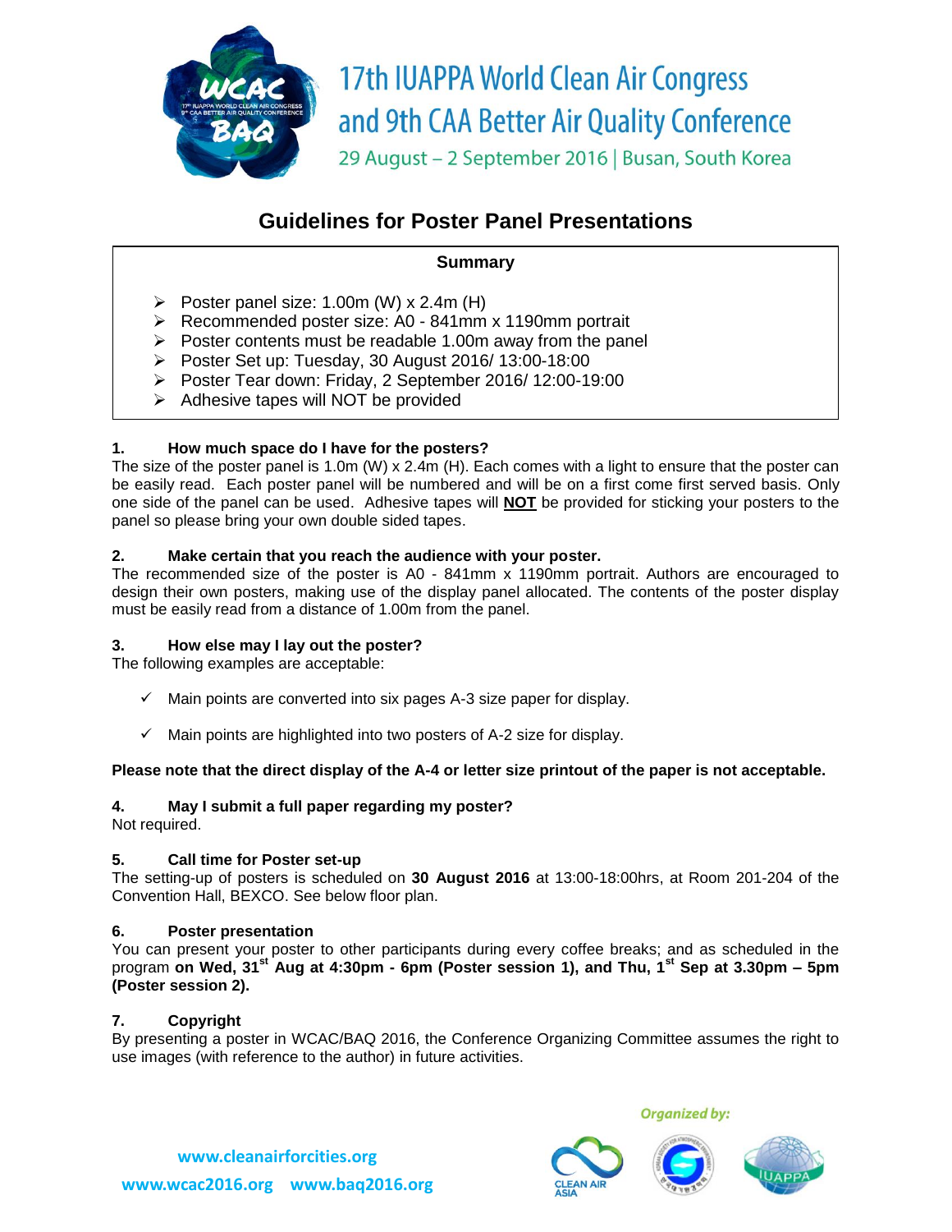# 17th IUAPPA World Clean Air Congress and 9th CAA Better Air Quality Conference

29 August – 2 September 2016 | Busan, South Korea

## Guidelines for Poster Panel Presentations

**Summary**

- Poster panel size: 1.00m (W) x 2.4m (H)
- Recommended poster size: A0 - 841mm x 1190mm portrait
- Poster contents must be readable 1.00m away from the panel
- Poster Set up: Tuesday, 30 August 2016/ 13:00-18:00
- Poster Tear down: Friday, 2 September 2016/ 12:00-19:00
- Adhesive tapes will NOT be provided

### 1. How much space do I have for the posters?

The size of the poster panel is 1.0m (W) x 2.4m (H). Each comes with a light to ensure that the poster can be easily read. Each poster panel will be numbered and will be on a first come first served basis. Only one side of the panel can be used. Adhesive tapes will **NOT** be provided for sticking your posters to the panel so please bring your own double sided tapes.

### 2. Make certain that you reach the audience with your poster.

The recommended size of the poster is A0 - 841mm x 1190mm portrait. Authors are encouraged to design their own posters, making use of the display panel allocated. The contents of the poster display must be easily read from a distance of 1.00m from the panel.

### 3. How else may I lay out the poster?

The following examples are acceptable:

- ✓ Main points are converted into six pages A-3 size paper for display.
- ✓ Main points are highlighted into two posters of A-2 size for display.

**Please note that the direct display of the A-4 or letter size printout of the paper is not acceptable.**

### 4. May I submit a full paper regarding my poster?

Not required.

### 5. Call time for Poster set-up

The setting-up of posters is scheduled on **30 August 2016** at 13:00-18:00hrs, at Room 201-204 of the Convention Hall, BEXCO. See below floor plan.

### 6. Poster presentation

You can present your poster to other participants during every coffee breaks; and as scheduled in the program **on Wed, 31st Aug at 4:30pm - 6pm (Poster session 1), and Thu, 1st Sep at 3.30pm – 5pm (Poster session 2).**

### 7. Copyright

By presenting a poster in WCAC/BAQ 2016, the Conference Organizing Committee assumes the right to use images (with reference to the author) in future activities.

Organized by:

www.cleanairforcities.org

www.wcac2016.org www.baq2016.org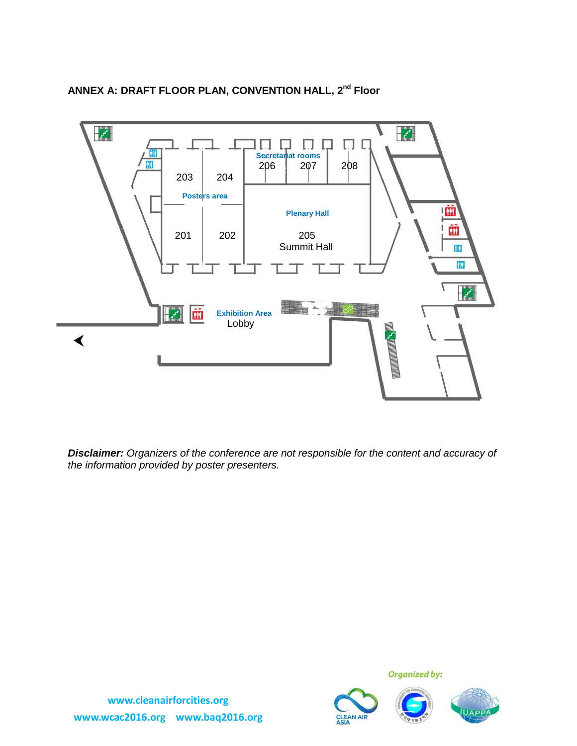## ANNEX A: DRAFT FLOOR PLAN, CONVENTION HALL, 2nd Floor

Secretariat rooms

206

207

208

203

204

Posters area

Plenary Hall

201

202

205

Summit Hall

Exhibition Area

Lobby

***Disclaimer:*** *Organizers of the conference are not responsible for the content and accuracy of the information provided by poster presenters.*

www.cleanairforcities.org

www.wcac2016.org www.baq2016.org

*Organized by:*

CLEAN AIR ASIA

IUAPPA